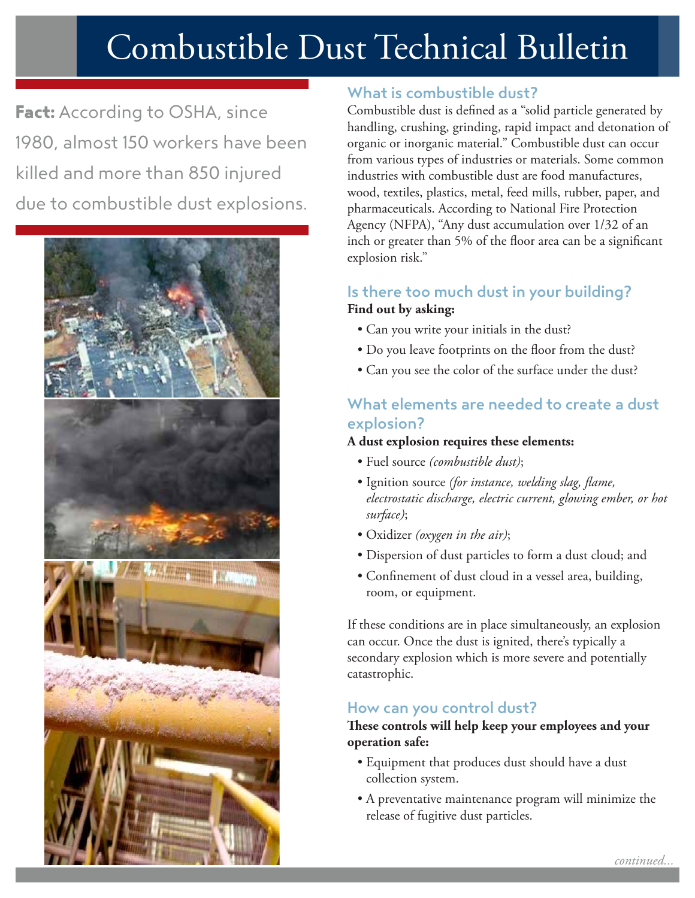# Combustible Dust Technical Bulletin

**Fact:** According to OSHA, since 1980, almost 150 workers have been killed and more than 850 injured due to combustible dust explosions.

## What is combustible dust?

Combustible dust is defined as a "solid particle generated by handling, crushing, grinding, rapid impact and detonation of organic or inorganic material." Combustible dust can occur from various types of industries or materials. Some common industries with combustible dust are food manufactures, wood, textiles, plastics, metal, feed mills, rubber, paper, and pharmaceuticals. According to National Fire Protection Agency (NFPA), "Any dust accumulation over 1/32 of an inch or greater than 5% of the floor area can be a significant explosion risk."

## Is there too much dust in your building?

**Find out by asking:**

- Can you write your initials in the dust?
- Do you leave footprints on the floor from the dust?
- Can you see the color of the surface under the dust?

## What elements are needed to create a dust explosion?

**A dust explosion requires these elements:**

- Fuel source *(combustible dust)*;
- Ignition source *(for instance, welding slag, flame, electrostatic discharge, electric current, glowing ember, or hot surface)*;
- Oxidizer *(oxygen in the air)*;
- Dispersion of dust particles to form a dust cloud; and
- Confinement of dust cloud in a vessel area, building, room, or equipment.

If these conditions are in place simultaneously, an explosion can occur. Once the dust is ignited, there's typically a secondary explosion which is more severe and potentially catastrophic.

## How can you control dust?

**These controls will help keep your employees and your operation safe:**

- Equipment that produces dust should have a dust collection system.
- A preventative maintenance program will minimize the release of fugitive dust particles.

*continued...*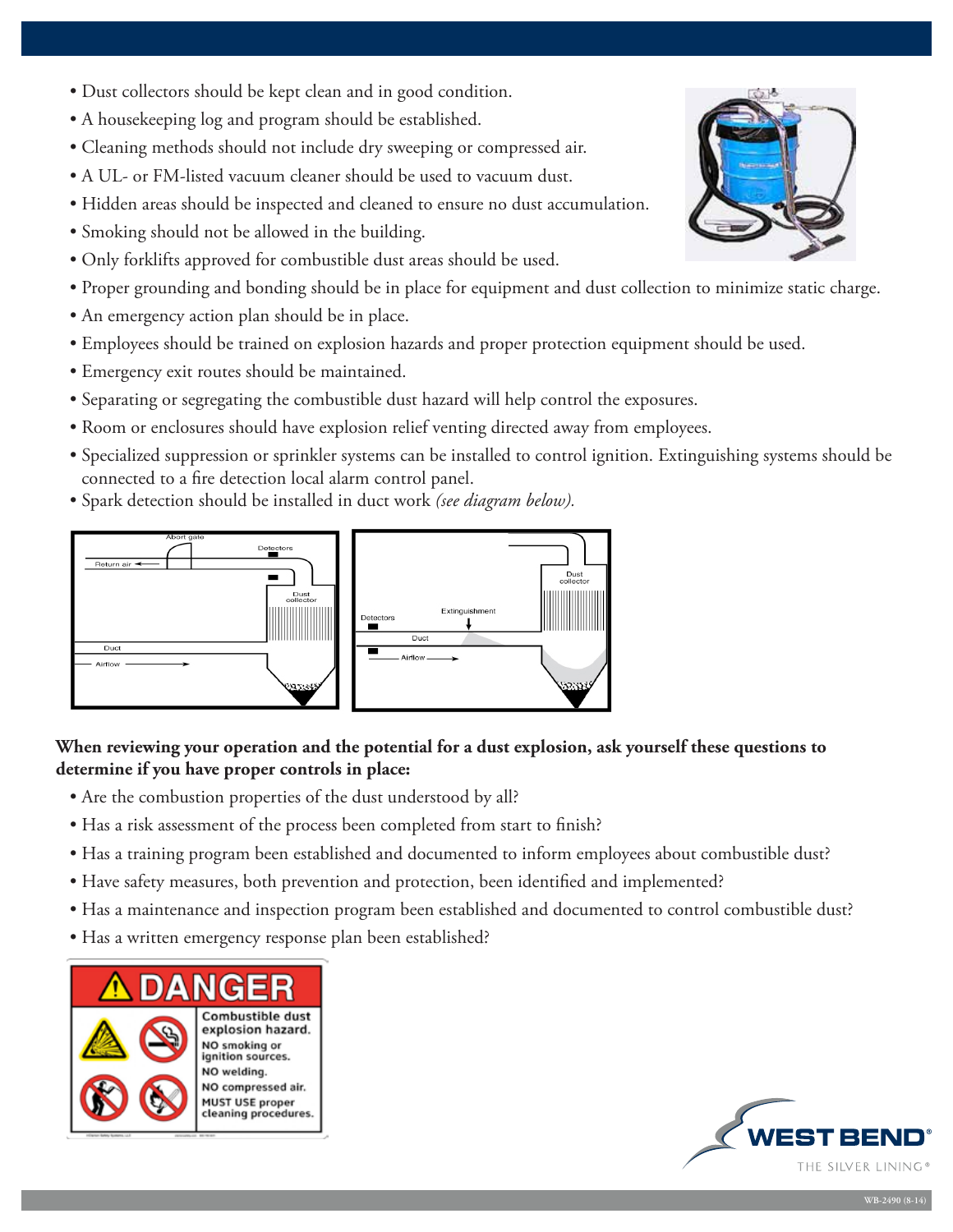- Dust collectors should be kept clean and in good condition.
- A housekeeping log and program should be established.
- Cleaning methods should not include dry sweeping or compressed air.
- A UL- or FM-listed vacuum cleaner should be used to vacuum dust.
- Hidden areas should be inspected and cleaned to ensure no dust accumulation.
- Smoking should not be allowed in the building.
- Only forklifts approved for combustible dust areas should be used.
- Proper grounding and bonding should be in place for equipment and dust collection to minimize static charge.
- An emergency action plan should be in place.
- Employees should be trained on explosion hazards and proper protection equipment should be used.
- Emergency exit routes should be maintained.
- Separating or segregating the combustible dust hazard will help control the exposures.
- Room or enclosures should have explosion relief venting directed away from employees.
- Specialized suppression or sprinkler systems can be installed to control ignition. Extinguishing systems should be connected to a fire detection local alarm control panel.
- Spark detection should be installed in duct work *(see diagram below).*

Abort gate
Detectors
Return air
Dust collector
Duct
Airflow

Dust collector
Detectors
Extinguishment
Duct
Airflow

**When reviewing your operation and the potential for a dust explosion, ask yourself these questions to determine if you have proper controls in place:**

- Are the combustion properties of the dust understood by all?
- Has a risk assessment of the process been completed from start to finish?
- Has a training program been established and documented to inform employees about combustible dust?
- Have safety measures, both prevention and protection, been identified and implemented?
- Has a maintenance and inspection program been established and documented to control combustible dust?
- Has a written emergency response plan been established?

DANGER
Combustible dust explosion hazard.
NO smoking or ignition sources.
NO welding.
NO compressed air.
MUST USE proper cleaning procedures.

WEST BEND®
THE SILVER LINING®

WB-2490 (8-14)